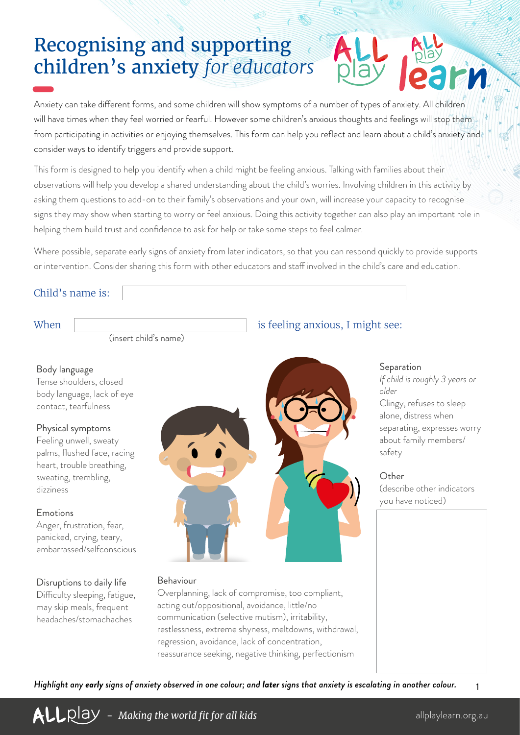# Recognising and supporting children's anxiety *for educators*

Anxiety can take different forms, and some children will show symptoms of a number of types of anxiety. All children will have times when they feel worried or fearful. However some children's anxious thoughts and feelings will stop them from participating in activities or enjoying themselves. This form can help you reflect and learn about a child's anxiety and consider ways to identify triggers and provide support.

This form is designed to help you identify when a child might be feeling anxious. Talking with families about their observations will help you develop a shared understanding about the child's worries. Involving children in this activity by asking them questions to add-on to their family's observations and your own, will increase your capacity to recognise signs they may show when starting to worry or feel anxious. Doing this activity together can also play an important role in helping them build trust and confidence to ask for help or take some steps to feel calmer.

Where possible, separate early signs of anxiety from later indicators, so that you can respond quickly to provide supports or intervention. Consider sharing this form with other educators and staff involved in the child's care and education.

Child's name is: \_\_\_\_\_\_\_\_\_\_\_\_\_\_\_\_\_\_\_\_

When \_\_\_\_\_\_\_\_\_\_\_\_\_\_\_\_\_\_\_\_ is feeling anxious, I might see:
(insert child's name)

**Body language**
Tense shoulders, closed body language, lack of eye contact, tearfulness

**Physical symptoms**
Feeling unwell, sweaty palms, flushed face, racing heart, trouble breathing, sweating, trembling, dizziness

**Emotions**
Anger, frustration, fear, panicked, crying, teary, embarrassed/selfconscious

**Disruptions to daily life**
Difficulty sleeping, fatigue, may skip meals, frequent headaches/stomachaches

**Behaviour**
Overplanning, lack of compromise, too compliant, acting out/oppositional, avoidance, little/no communication (selective mutism), irritability, restlessness, extreme shyness, meltdowns, withdrawal, regression, avoidance, lack of concentration, reassurance seeking, negative thinking, perfectionism

**Separation**
*If child is roughly 3 years or older*
Clingy, refuses to sleep alone, distress when separating, expresses worry about family members/ safety

**Other**
(describe other indicators you have noticed)

*Highlight any **early** signs of anxiety observed in one colour; and **later** signs that anxiety is escalating in another colour.*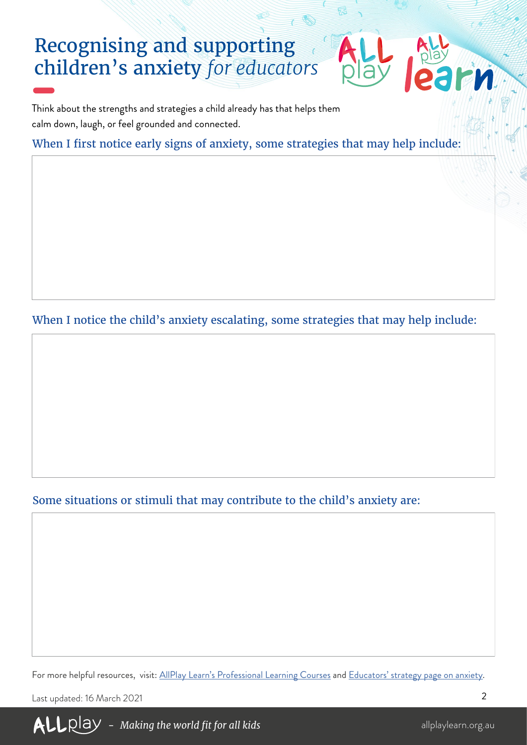# Recognising and supporting children's anxiety *for educators*

Think about the strengths and strategies a child already has that helps them calm down, laugh, or feel grounded and connected.

## When I first notice early signs of anxiety, some strategies that may help include:

## When I notice the child's anxiety escalating, some strategies that may help include:

## Some situations or stimuli that may contribute to the child's anxiety are:

For more helpful resources, visit: [AllPlay Learn's Professional Learning Courses]() and [Educators' strategy page on anxiety]().

Last updated: 16 March 2021

ALLplay – *Making the world fit for all kids*

allplaylearn.org.au